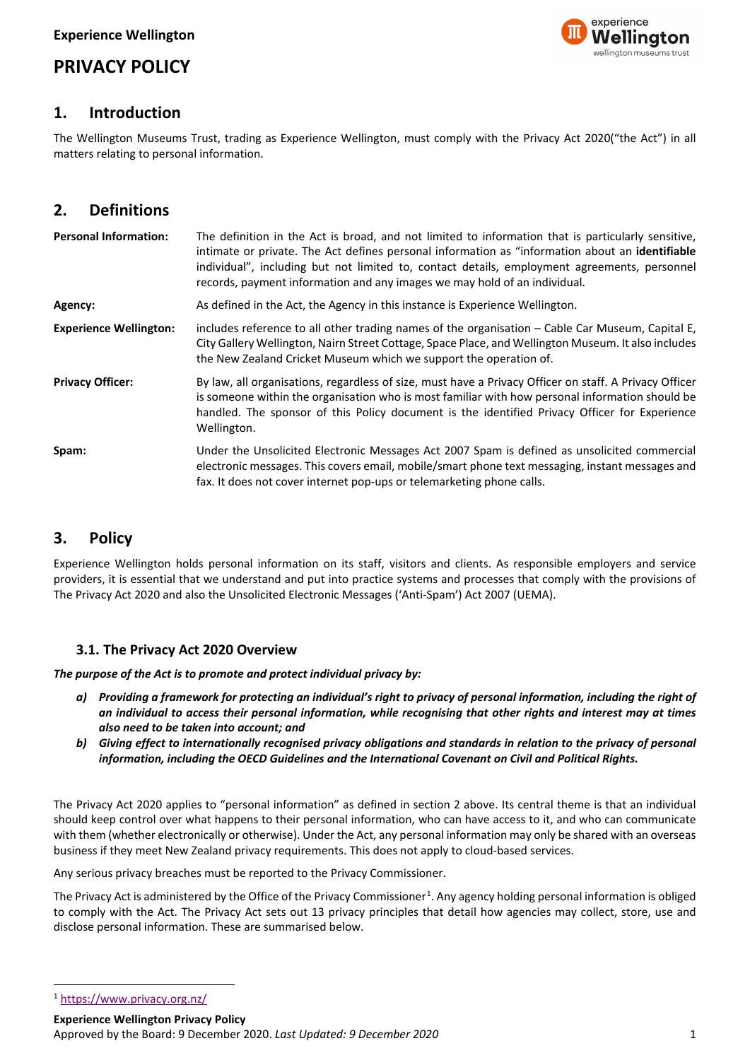**Experience Wellington**

# PRIVACY POLICY

## 1. Introduction

The Wellington Museums Trust, trading as Experience Wellington, must comply with the Privacy Act 2020("the Act") in all matters relating to personal information.

## 2. Definitions

**Personal Information:** The definition in the Act is broad, and not limited to information that is particularly sensitive, intimate or private. The Act defines personal information as "information about an **identifiable** individual", including but not limited to, contact details, employment agreements, personnel records, payment information and any images we may hold of an individual.

**Agency:** As defined in the Act, the Agency in this instance is Experience Wellington.

**Experience Wellington:** includes reference to all other trading names of the organisation – Cable Car Museum, Capital E, City Gallery Wellington, Nairn Street Cottage, Space Place, and Wellington Museum. It also includes the New Zealand Cricket Museum which we support the operation of.

**Privacy Officer:** By law, all organisations, regardless of size, must have a Privacy Officer on staff. A Privacy Officer is someone within the organisation who is most familiar with how personal information should be handled. The sponsor of this Policy document is the identified Privacy Officer for Experience Wellington.

**Spam:** Under the Unsolicited Electronic Messages Act 2007 Spam is defined as unsolicited commercial electronic messages. This covers email, mobile/smart phone text messaging, instant messages and fax. It does not cover internet pop-ups or telemarketing phone calls.

## 3. Policy

Experience Wellington holds personal information on its staff, visitors and clients. As responsible employers and service providers, it is essential that we understand and put into practice systems and processes that comply with the provisions of The Privacy Act 2020 and also the Unsolicited Electronic Messages ('Anti-Spam') Act 2007 (UEMA).

### 3.1. The Privacy Act 2020 Overview

***The purpose of the Act is to promote and protect individual privacy by:***

- ***a) Providing a framework for protecting an individual's right to privacy of personal information, including the right of an individual to access their personal information, while recognising that other rights and interest may at times also need to be taken into account; and***
- ***b) Giving effect to internationally recognised privacy obligations and standards in relation to the privacy of personal information, including the OECD Guidelines and the International Covenant on Civil and Political Rights.***

The Privacy Act 2020 applies to "personal information" as defined in section 2 above. Its central theme is that an individual should keep control over what happens to their personal information, who can have access to it, and who can communicate with them (whether electronically or otherwise). Under the Act, any personal information may only be shared with an overseas business if they meet New Zealand privacy requirements. This does not apply to cloud-based services.

Any serious privacy breaches must be reported to the Privacy Commissioner.

The Privacy Act is administered by the Office of the Privacy Commissioner[1]. Any agency holding personal information is obliged to comply with the Act. The Privacy Act sets out 13 privacy principles that detail how agencies may collect, store, use and disclose personal information. These are summarised below.

[1] https://www.privacy.org.nz/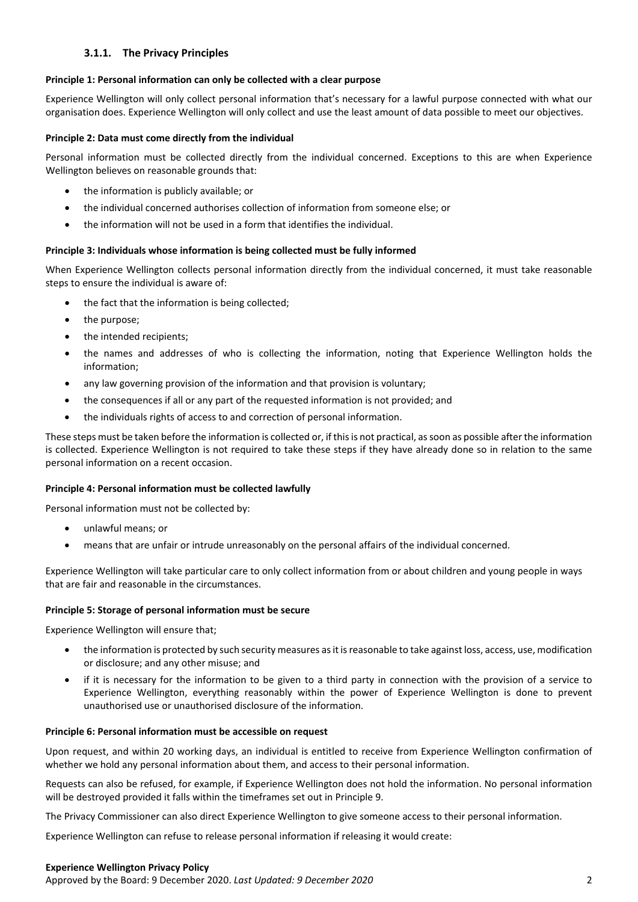### 3.1.1. The Privacy Principles

**Principle 1: Personal information can only be collected with a clear purpose**

Experience Wellington will only collect personal information that's necessary for a lawful purpose connected with what our organisation does. Experience Wellington will only collect and use the least amount of data possible to meet our objectives.

**Principle 2: Data must come directly from the individual**

Personal information must be collected directly from the individual concerned. Exceptions to this are when Experience Wellington believes on reasonable grounds that:

- the information is publicly available; or
- the individual concerned authorises collection of information from someone else; or
- the information will not be used in a form that identifies the individual.

**Principle 3: Individuals whose information is being collected must be fully informed**

When Experience Wellington collects personal information directly from the individual concerned, it must take reasonable steps to ensure the individual is aware of:

- the fact that the information is being collected;
- the purpose;
- the intended recipients;
- the names and addresses of who is collecting the information, noting that Experience Wellington holds the information;
- any law governing provision of the information and that provision is voluntary;
- the consequences if all or any part of the requested information is not provided; and
- the individuals rights of access to and correction of personal information.

These steps must be taken before the information is collected or, if this is not practical, as soon as possible after the information is collected. Experience Wellington is not required to take these steps if they have already done so in relation to the same personal information on a recent occasion.

**Principle 4: Personal information must be collected lawfully**

Personal information must not be collected by:

- unlawful means; or
- means that are unfair or intrude unreasonably on the personal affairs of the individual concerned.

Experience Wellington will take particular care to only collect information from or about children and young people in ways that are fair and reasonable in the circumstances.

**Principle 5: Storage of personal information must be secure**

Experience Wellington will ensure that;

- the information is protected by such security measures as it is reasonable to take against loss, access, use, modification or disclosure; and any other misuse; and
- if it is necessary for the information to be given to a third party in connection with the provision of a service to Experience Wellington, everything reasonably within the power of Experience Wellington is done to prevent unauthorised use or unauthorised disclosure of the information.

**Principle 6: Personal information must be accessible on request**

Upon request, and within 20 working days, an individual is entitled to receive from Experience Wellington confirmation of whether we hold any personal information about them, and access to their personal information.

Requests can also be refused, for example, if Experience Wellington does not hold the information. No personal information will be destroyed provided it falls within the timeframes set out in Principle 9.

The Privacy Commissioner can also direct Experience Wellington to give someone access to their personal information.

Experience Wellington can refuse to release personal information if releasing it would create: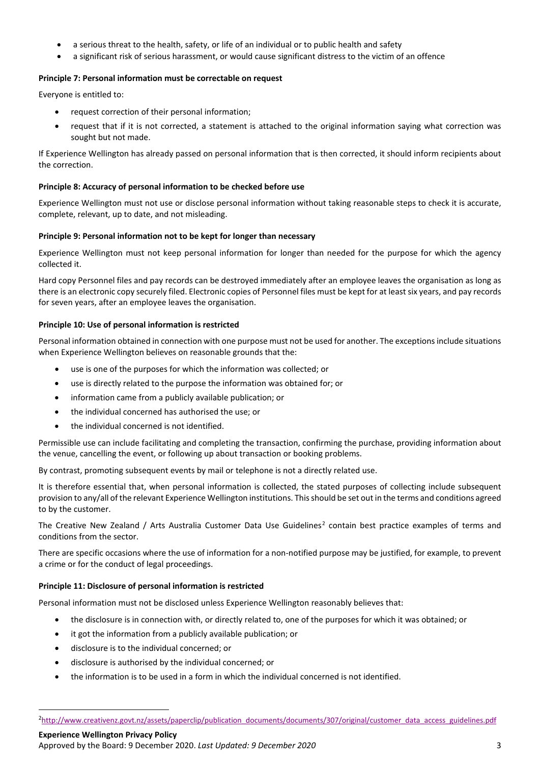- a serious threat to the health, safety, or life of an individual or to public health and safety
- a significant risk of serious harassment, or would cause significant distress to the victim of an offence

**Principle 7: Personal information must be correctable on request**

Everyone is entitled to:

- request correction of their personal information;
- request that if it is not corrected, a statement is attached to the original information saying what correction was sought but not made.

If Experience Wellington has already passed on personal information that is then corrected, it should inform recipients about the correction.

**Principle 8: Accuracy of personal information to be checked before use**

Experience Wellington must not use or disclose personal information without taking reasonable steps to check it is accurate, complete, relevant, up to date, and not misleading.

**Principle 9: Personal information not to be kept for longer than necessary**

Experience Wellington must not keep personal information for longer than needed for the purpose for which the agency collected it.

Hard copy Personnel files and pay records can be destroyed immediately after an employee leaves the organisation as long as there is an electronic copy securely filed. Electronic copies of Personnel files must be kept for at least six years, and pay records for seven years, after an employee leaves the organisation.

**Principle 10: Use of personal information is restricted**

Personal information obtained in connection with one purpose must not be used for another. The exceptions include situations when Experience Wellington believes on reasonable grounds that the:

- use is one of the purposes for which the information was collected; or
- use is directly related to the purpose the information was obtained for; or
- information came from a publicly available publication; or
- the individual concerned has authorised the use; or
- the individual concerned is not identified.

Permissible use can include facilitating and completing the transaction, confirming the purchase, providing information about the venue, cancelling the event, or following up about transaction or booking problems.

By contrast, promoting subsequent events by mail or telephone is not a directly related use.

It is therefore essential that, when personal information is collected, the stated purposes of collecting include subsequent provision to any/all of the relevant Experience Wellington institutions. This should be set out in the terms and conditions agreed to by the customer.

The Creative New Zealand / Arts Australia Customer Data Use Guidelines[2] contain best practice examples of terms and conditions from the sector.

There are specific occasions where the use of information for a non-notified purpose may be justified, for example, to prevent a crime or for the conduct of legal proceedings.

**Principle 11: Disclosure of personal information is restricted**

Personal information must not be disclosed unless Experience Wellington reasonably believes that:

- the disclosure is in connection with, or directly related to, one of the purposes for which it was obtained; or
- it got the information from a publicly available publication; or
- disclosure is to the individual concerned; or
- disclosure is authorised by the individual concerned; or
- the information is to be used in a form in which the individual concerned is not identified.

---

[2] http://www.creativenz.govt.nz/assets/paperclip/publication_documents/documents/307/original/customer_data_access_guidelines.pdf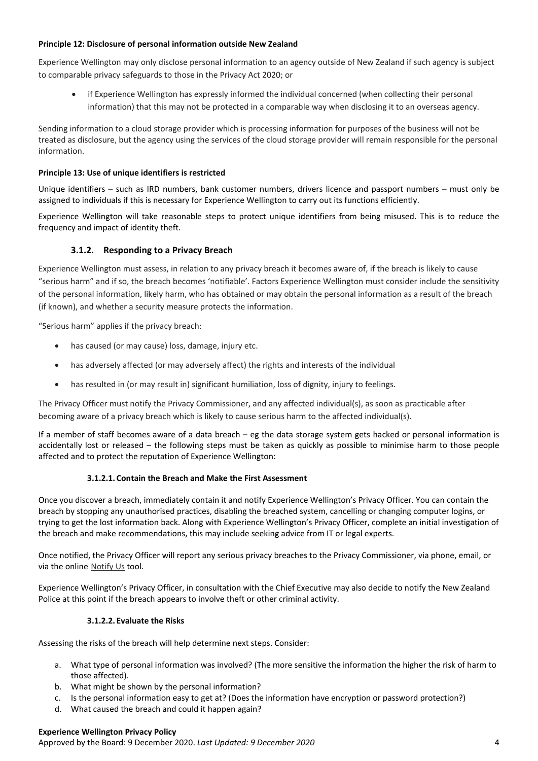**Principle 12: Disclosure of personal information outside New Zealand**

Experience Wellington may only disclose personal information to an agency outside of New Zealand if such agency is subject to comparable privacy safeguards to those in the Privacy Act 2020; or

- if Experience Wellington has expressly informed the individual concerned (when collecting their personal information) that this may not be protected in a comparable way when disclosing it to an overseas agency.

Sending information to a cloud storage provider which is processing information for purposes of the business will not be treated as disclosure, but the agency using the services of the cloud storage provider will remain responsible for the personal information.

**Principle 13: Use of unique identifiers is restricted**

Unique identifiers – such as IRD numbers, bank customer numbers, drivers licence and passport numbers – must only be assigned to individuals if this is necessary for Experience Wellington to carry out its functions efficiently.

Experience Wellington will take reasonable steps to protect unique identifiers from being misused. This is to reduce the frequency and impact of identity theft.

### 3.1.2. Responding to a Privacy Breach

Experience Wellington must assess, in relation to any privacy breach it becomes aware of, if the breach is likely to cause "serious harm" and if so, the breach becomes 'notifiable'. Factors Experience Wellington must consider include the sensitivity of the personal information, likely harm, who has obtained or may obtain the personal information as a result of the breach (if known), and whether a security measure protects the information.

"Serious harm" applies if the privacy breach:

- has caused (or may cause) loss, damage, injury etc.
- has adversely affected (or may adversely affect) the rights and interests of the individual
- has resulted in (or may result in) significant humiliation, loss of dignity, injury to feelings.

The Privacy Officer must notify the Privacy Commissioner, and any affected individual(s), as soon as practicable after becoming aware of a privacy breach which is likely to cause serious harm to the affected individual(s).

If a member of staff becomes aware of a data breach – eg the data storage system gets hacked or personal information is accidentally lost or released – the following steps must be taken as quickly as possible to minimise harm to those people affected and to protect the reputation of Experience Wellington:

#### 3.1.2.1. Contain the Breach and Make the First Assessment

Once you discover a breach, immediately contain it and notify Experience Wellington's Privacy Officer. You can contain the breach by stopping any unauthorised practices, disabling the breached system, cancelling or changing computer logins, or trying to get the lost information back. Along with Experience Wellington's Privacy Officer, complete an initial investigation of the breach and make recommendations, this may include seeking advice from IT or legal experts.

Once notified, the Privacy Officer will report any serious privacy breaches to the Privacy Commissioner, via phone, email, or via the online Notify Us tool.

Experience Wellington's Privacy Officer, in consultation with the Chief Executive may also decide to notify the New Zealand Police at this point if the breach appears to involve theft or other criminal activity.

#### 3.1.2.2. Evaluate the Risks

Assessing the risks of the breach will help determine next steps. Consider:

a. What type of personal information was involved? (The more sensitive the information the higher the risk of harm to those affected).
b. What might be shown by the personal information?
c. Is the personal information easy to get at? (Does the information have encryption or password protection?)
d. What caused the breach and could it happen again?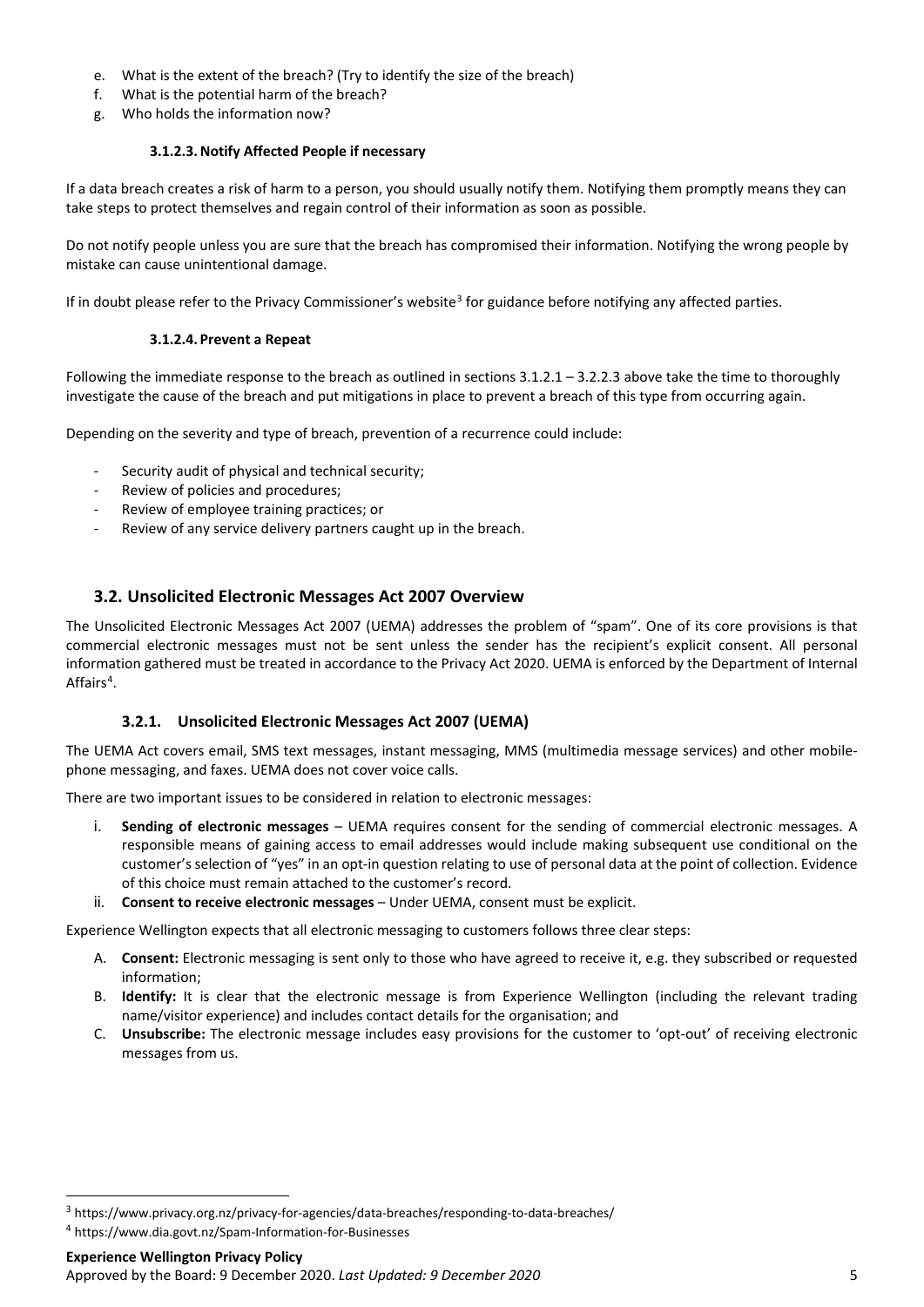e. What is the extent of the breach? (Try to identify the size of the breach)
f. What is the potential harm of the breach?
g. Who holds the information now?

#### 3.1.2.3. Notify Affected People if necessary

If a data breach creates a risk of harm to a person, you should usually notify them. Notifying them promptly means they can take steps to protect themselves and regain control of their information as soon as possible.

Do not notify people unless you are sure that the breach has compromised their information. Notifying the wrong people by mistake can cause unintentional damage.

If in doubt please refer to the Privacy Commissioner's website[3] for guidance before notifying any affected parties.

#### 3.1.2.4. Prevent a Repeat

Following the immediate response to the breach as outlined in sections 3.1.2.1 – 3.2.2.3 above take the time to thoroughly investigate the cause of the breach and put mitigations in place to prevent a breach of this type from occurring again.

Depending on the severity and type of breach, prevention of a recurrence could include:

- Security audit of physical and technical security;
- Review of policies and procedures;
- Review of employee training practices; or
- Review of any service delivery partners caught up in the breach.

## 3.2. Unsolicited Electronic Messages Act 2007 Overview

The Unsolicited Electronic Messages Act 2007 (UEMA) addresses the problem of "spam". One of its core provisions is that commercial electronic messages must not be sent unless the sender has the recipient's explicit consent. All personal information gathered must be treated in accordance to the Privacy Act 2020. UEMA is enforced by the Department of Internal Affairs[4].

### 3.2.1. Unsolicited Electronic Messages Act 2007 (UEMA)

The UEMA Act covers email, SMS text messages, instant messaging, MMS (multimedia message services) and other mobile-phone messaging, and faxes. UEMA does not cover voice calls.

There are two important issues to be considered in relation to electronic messages:

i. **Sending of electronic messages** – UEMA requires consent for the sending of commercial electronic messages. A responsible means of gaining access to email addresses would include making subsequent use conditional on the customer's selection of "yes" in an opt-in question relating to use of personal data at the point of collection. Evidence of this choice must remain attached to the customer's record.
ii. **Consent to receive electronic messages** – Under UEMA, consent must be explicit.

Experience Wellington expects that all electronic messaging to customers follows three clear steps:

A. **Consent:** Electronic messaging is sent only to those who have agreed to receive it, e.g. they subscribed or requested information;
B. **Identify:** It is clear that the electronic message is from Experience Wellington (including the relevant trading name/visitor experience) and includes contact details for the organisation; and
C. **Unsubscribe:** The electronic message includes easy provisions for the customer to 'opt-out' of receiving electronic messages from us.

---

[3] https://www.privacy.org.nz/privacy-for-agencies/data-breaches/responding-to-data-breaches/

[4] https://www.dia.govt.nz/Spam-Information-for-Businesses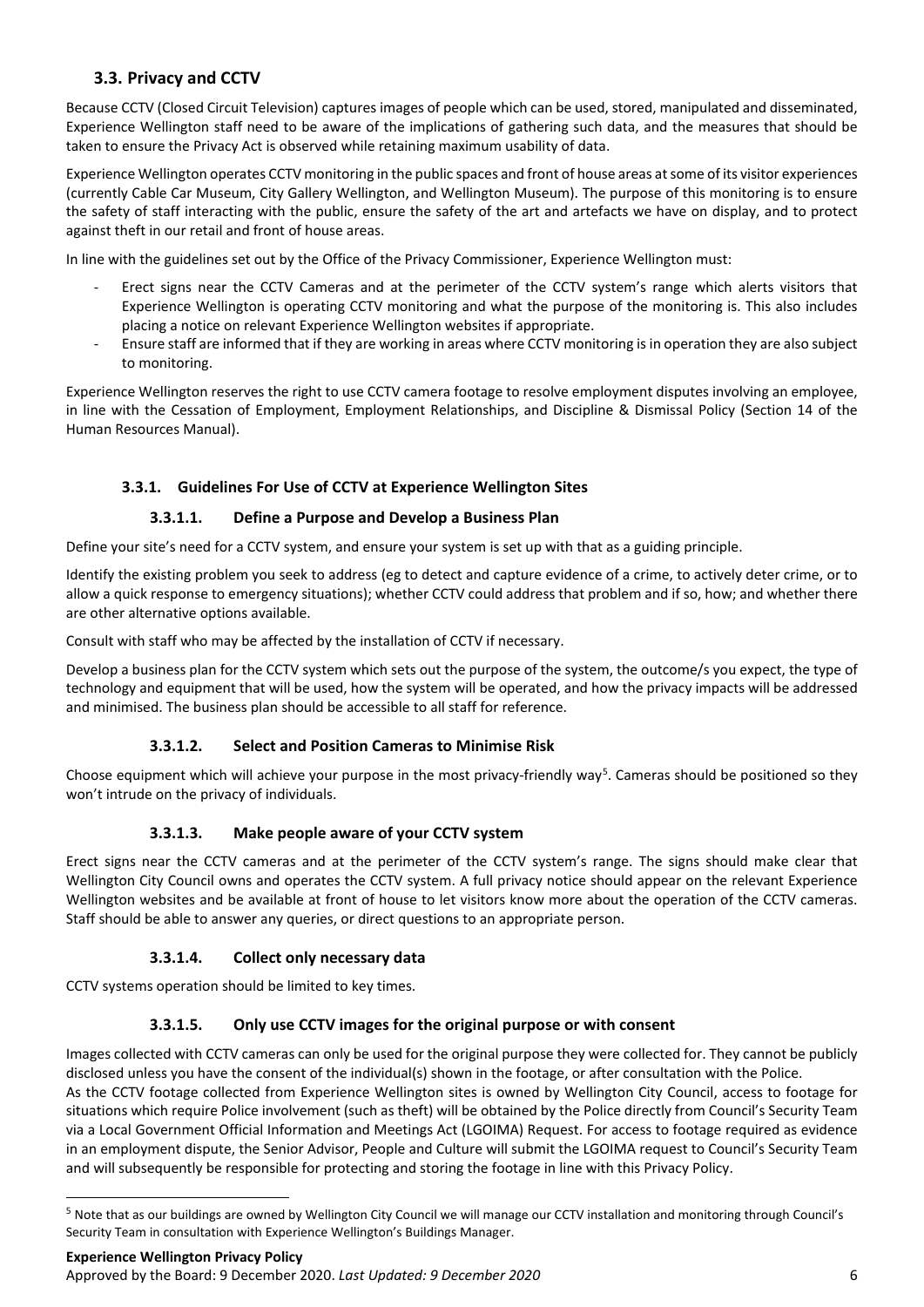## 3.3. Privacy and CCTV

Because CCTV (Closed Circuit Television) captures images of people which can be used, stored, manipulated and disseminated, Experience Wellington staff need to be aware of the implications of gathering such data, and the measures that should be taken to ensure the Privacy Act is observed while retaining maximum usability of data.

Experience Wellington operates CCTV monitoring in the public spaces and front of house areas at some of its visitor experiences (currently Cable Car Museum, City Gallery Wellington, and Wellington Museum). The purpose of this monitoring is to ensure the safety of staff interacting with the public, ensure the safety of the art and artefacts we have on display, and to protect against theft in our retail and front of house areas.

In line with the guidelines set out by the Office of the Privacy Commissioner, Experience Wellington must:

- Erect signs near the CCTV Cameras and at the perimeter of the CCTV system's range which alerts visitors that Experience Wellington is operating CCTV monitoring and what the purpose of the monitoring is. This also includes placing a notice on relevant Experience Wellington websites if appropriate.
- Ensure staff are informed that if they are working in areas where CCTV monitoring is in operation they are also subject to monitoring.

Experience Wellington reserves the right to use CCTV camera footage to resolve employment disputes involving an employee, in line with the Cessation of Employment, Employment Relationships, and Discipline & Dismissal Policy (Section 14 of the Human Resources Manual).

### 3.3.1. Guidelines For Use of CCTV at Experience Wellington Sites

#### 3.3.1.1. Define a Purpose and Develop a Business Plan

Define your site's need for a CCTV system, and ensure your system is set up with that as a guiding principle.

Identify the existing problem you seek to address (eg to detect and capture evidence of a crime, to actively deter crime, or to allow a quick response to emergency situations); whether CCTV could address that problem and if so, how; and whether there are other alternative options available.

Consult with staff who may be affected by the installation of CCTV if necessary.

Develop a business plan for the CCTV system which sets out the purpose of the system, the outcome/s you expect, the type of technology and equipment that will be used, how the system will be operated, and how the privacy impacts will be addressed and minimised. The business plan should be accessible to all staff for reference.

#### 3.3.1.2. Select and Position Cameras to Minimise Risk

Choose equipment which will achieve your purpose in the most privacy-friendly way[5]. Cameras should be positioned so they won't intrude on the privacy of individuals.

#### 3.3.1.3. Make people aware of your CCTV system

Erect signs near the CCTV cameras and at the perimeter of the CCTV system's range. The signs should make clear that Wellington City Council owns and operates the CCTV system. A full privacy notice should appear on the relevant Experience Wellington websites and be available at front of house to let visitors know more about the operation of the CCTV cameras. Staff should be able to answer any queries, or direct questions to an appropriate person.

#### 3.3.1.4. Collect only necessary data

CCTV systems operation should be limited to key times.

#### 3.3.1.5. Only use CCTV images for the original purpose or with consent

Images collected with CCTV cameras can only be used for the original purpose they were collected for. They cannot be publicly disclosed unless you have the consent of the individual(s) shown in the footage, or after consultation with the Police.

As the CCTV footage collected from Experience Wellington sites is owned by Wellington City Council, access to footage for situations which require Police involvement (such as theft) will be obtained by the Police directly from Council's Security Team via a Local Government Official Information and Meetings Act (LGOIMA) Request. For access to footage required as evidence in an employment dispute, the Senior Advisor, People and Culture will submit the LGOIMA request to Council's Security Team and will subsequently be responsible for protecting and storing the footage in line with this Privacy Policy.

[5] Note that as our buildings are owned by Wellington City Council we will manage our CCTV installation and monitoring through Council's Security Team in consultation with Experience Wellington's Buildings Manager.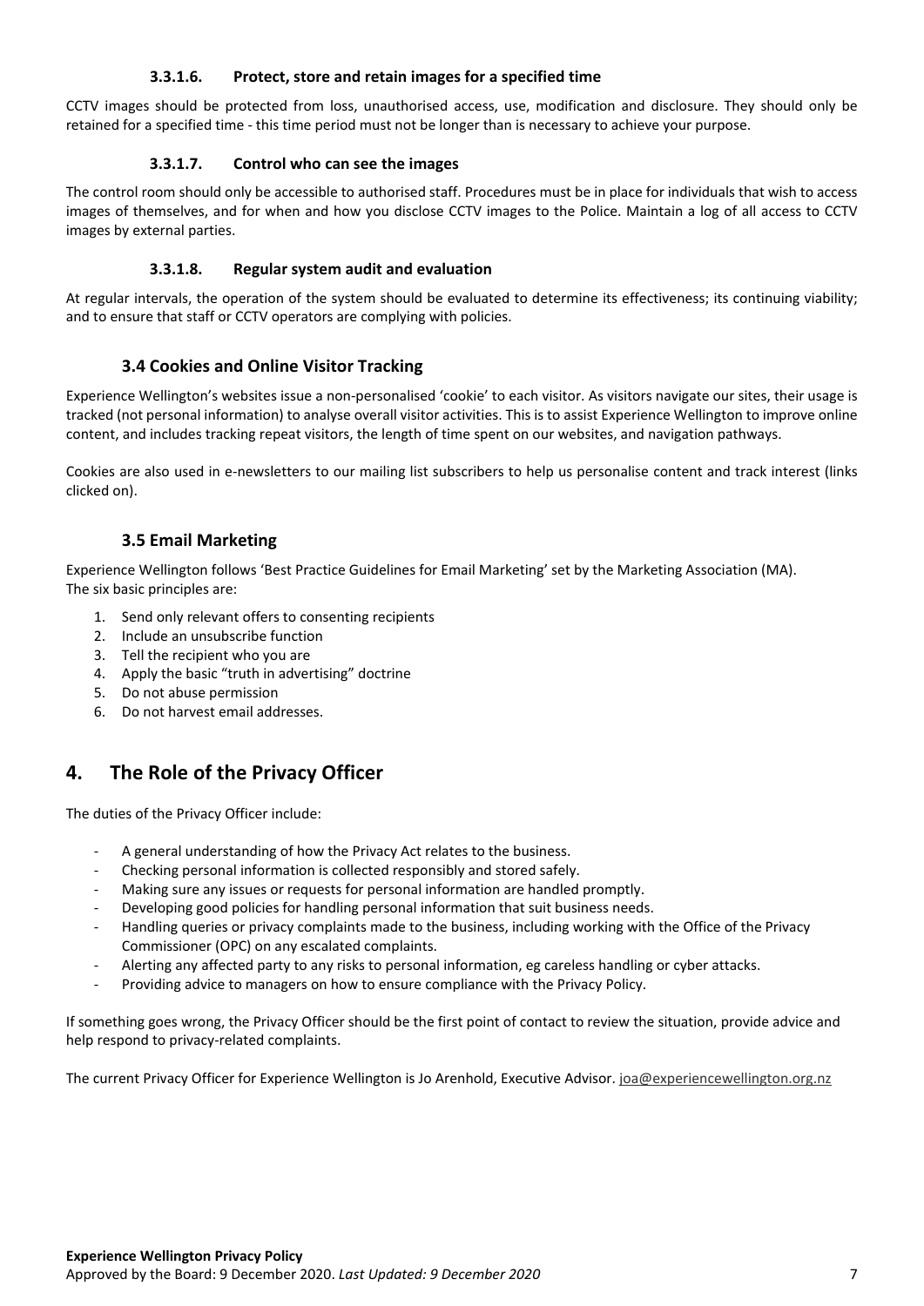#### 3.3.1.6. Protect, store and retain images for a specified time

CCTV images should be protected from loss, unauthorised access, use, modification and disclosure. They should only be retained for a specified time - this time period must not be longer than is necessary to achieve your purpose.

#### 3.3.1.7. Control who can see the images

The control room should only be accessible to authorised staff. Procedures must be in place for individuals that wish to access images of themselves, and for when and how you disclose CCTV images to the Police. Maintain a log of all access to CCTV images by external parties.

#### 3.3.1.8. Regular system audit and evaluation

At regular intervals, the operation of the system should be evaluated to determine its effectiveness; its continuing viability; and to ensure that staff or CCTV operators are complying with policies.

### 3.4 Cookies and Online Visitor Tracking

Experience Wellington's websites issue a non-personalised 'cookie' to each visitor. As visitors navigate our sites, their usage is tracked (not personal information) to analyse overall visitor activities. This is to assist Experience Wellington to improve online content, and includes tracking repeat visitors, the length of time spent on our websites, and navigation pathways.

Cookies are also used in e-newsletters to our mailing list subscribers to help us personalise content and track interest (links clicked on).

### 3.5 Email Marketing

Experience Wellington follows 'Best Practice Guidelines for Email Marketing' set by the Marketing Association (MA).
The six basic principles are:

1. Send only relevant offers to consenting recipients
2. Include an unsubscribe function
3. Tell the recipient who you are
4. Apply the basic "truth in advertising" doctrine
5. Do not abuse permission
6. Do not harvest email addresses.

## 4. The Role of the Privacy Officer

The duties of the Privacy Officer include:

- A general understanding of how the Privacy Act relates to the business.
- Checking personal information is collected responsibly and stored safely.
- Making sure any issues or requests for personal information are handled promptly.
- Developing good policies for handling personal information that suit business needs.
- Handling queries or privacy complaints made to the business, including working with the Office of the Privacy Commissioner (OPC) on any escalated complaints.
- Alerting any affected party to any risks to personal information, eg careless handling or cyber attacks.
- Providing advice to managers on how to ensure compliance with the Privacy Policy.

If something goes wrong, the Privacy Officer should be the first point of contact to review the situation, provide advice and help respond to privacy-related complaints.

The current Privacy Officer for Experience Wellington is Jo Arenhold, Executive Advisor. joa@experiencewellington.org.nz